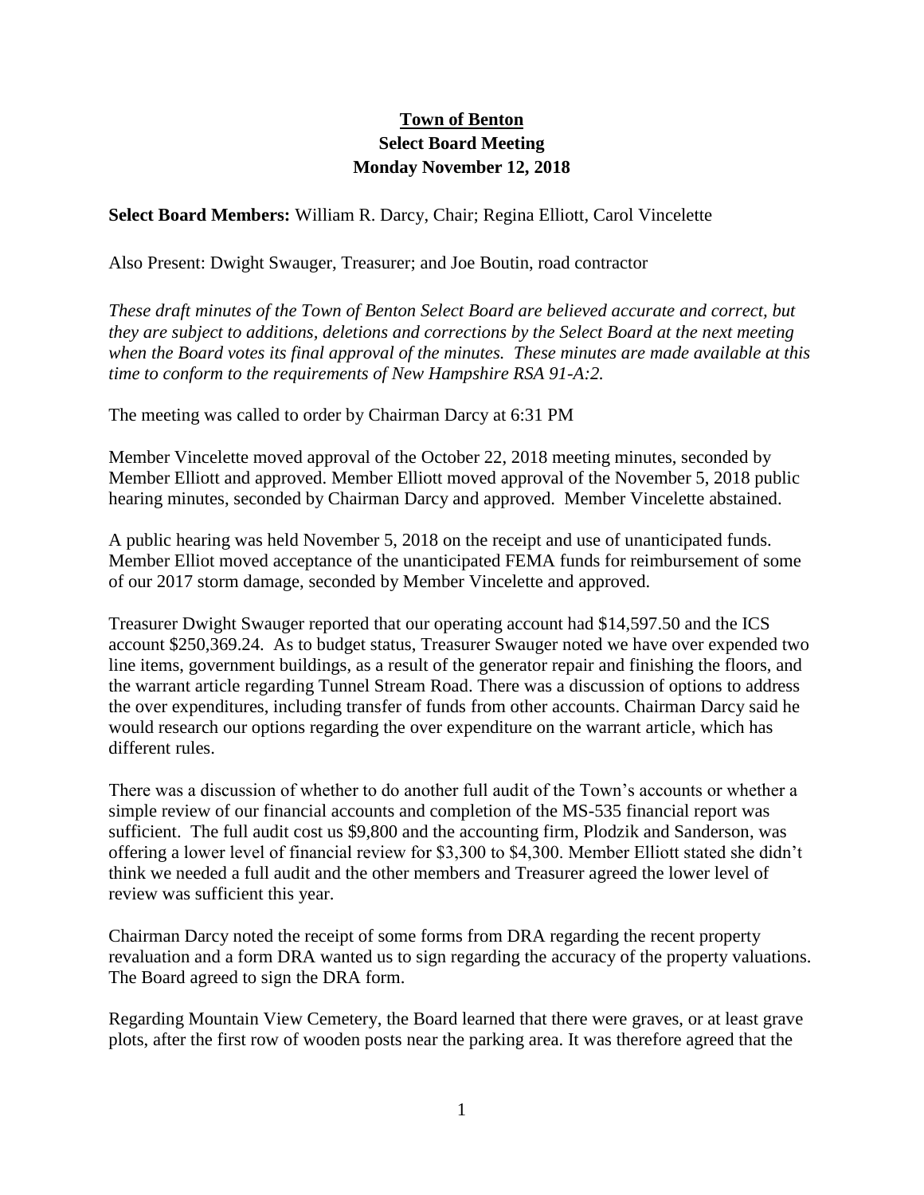**Town of Benton**
**Select Board Meeting**
**Monday November 12, 2018**

**Select Board Members:** William R. Darcy, Chair; Regina Elliott, Carol Vincelette

Also Present: Dwight Swauger, Treasurer; and Joe Boutin, road contractor

*These draft minutes of the Town of Benton Select Board are believed accurate and correct, but they are subject to additions, deletions and corrections by the Select Board at the next meeting when the Board votes its final approval of the minutes. These minutes are made available at this time to conform to the requirements of New Hampshire RSA 91-A:2.*

The meeting was called to order by Chairman Darcy at 6:31 PM

Member Vincelette moved approval of the October 22, 2018 meeting minutes, seconded by Member Elliott and approved. Member Elliott moved approval of the November 5, 2018 public hearing minutes, seconded by Chairman Darcy and approved. Member Vincelette abstained.

A public hearing was held November 5, 2018 on the receipt and use of unanticipated funds. Member Elliot moved acceptance of the unanticipated FEMA funds for reimbursement of some of our 2017 storm damage, seconded by Member Vincelette and approved.

Treasurer Dwight Swauger reported that our operating account had $14,597.50 and the ICS account $250,369.24. As to budget status, Treasurer Swauger noted we have over expended two line items, government buildings, as a result of the generator repair and finishing the floors, and the warrant article regarding Tunnel Stream Road. There was a discussion of options to address the over expenditures, including transfer of funds from other accounts. Chairman Darcy said he would research our options regarding the over expenditure on the warrant article, which has different rules.

There was a discussion of whether to do another full audit of the Town's accounts or whether a simple review of our financial accounts and completion of the MS-535 financial report was sufficient. The full audit cost us $9,800 and the accounting firm, Plodzik and Sanderson, was offering a lower level of financial review for $3,300 to $4,300. Member Elliott stated she didn't think we needed a full audit and the other members and Treasurer agreed the lower level of review was sufficient this year.

Chairman Darcy noted the receipt of some forms from DRA regarding the recent property revaluation and a form DRA wanted us to sign regarding the accuracy of the property valuations. The Board agreed to sign the DRA form.

Regarding Mountain View Cemetery, the Board learned that there were graves, or at least grave plots, after the first row of wooden posts near the parking area. It was therefore agreed that the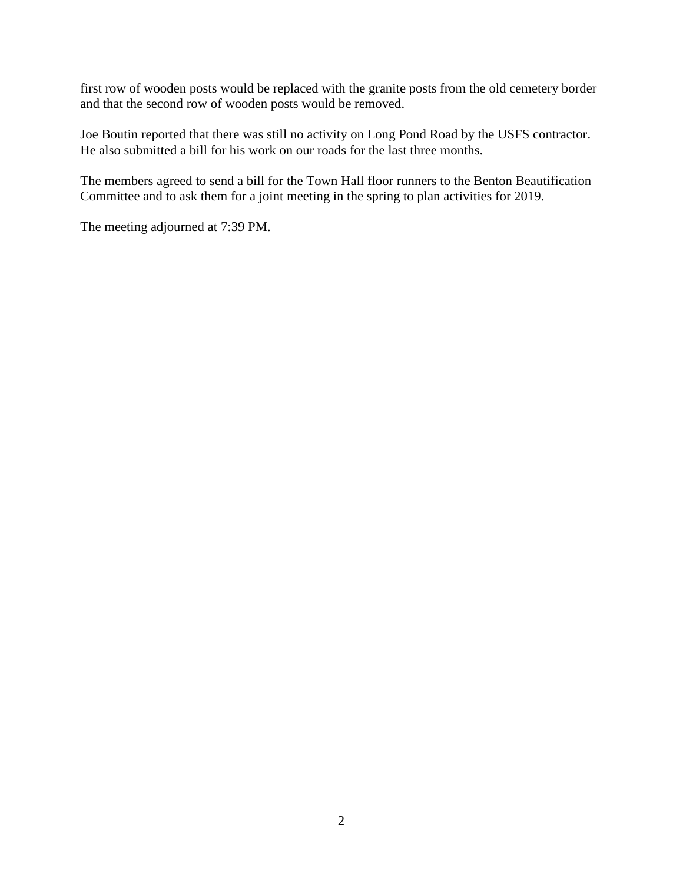first row of wooden posts would be replaced with the granite posts from the old cemetery border and that the second row of wooden posts would be removed.

Joe Boutin reported that there was still no activity on Long Pond Road by the USFS contractor. He also submitted a bill for his work on our roads for the last three months.

The members agreed to send a bill for the Town Hall floor runners to the Benton Beautification Committee and to ask them for a joint meeting in the spring to plan activities for 2019.

The meeting adjourned at 7:39 PM.